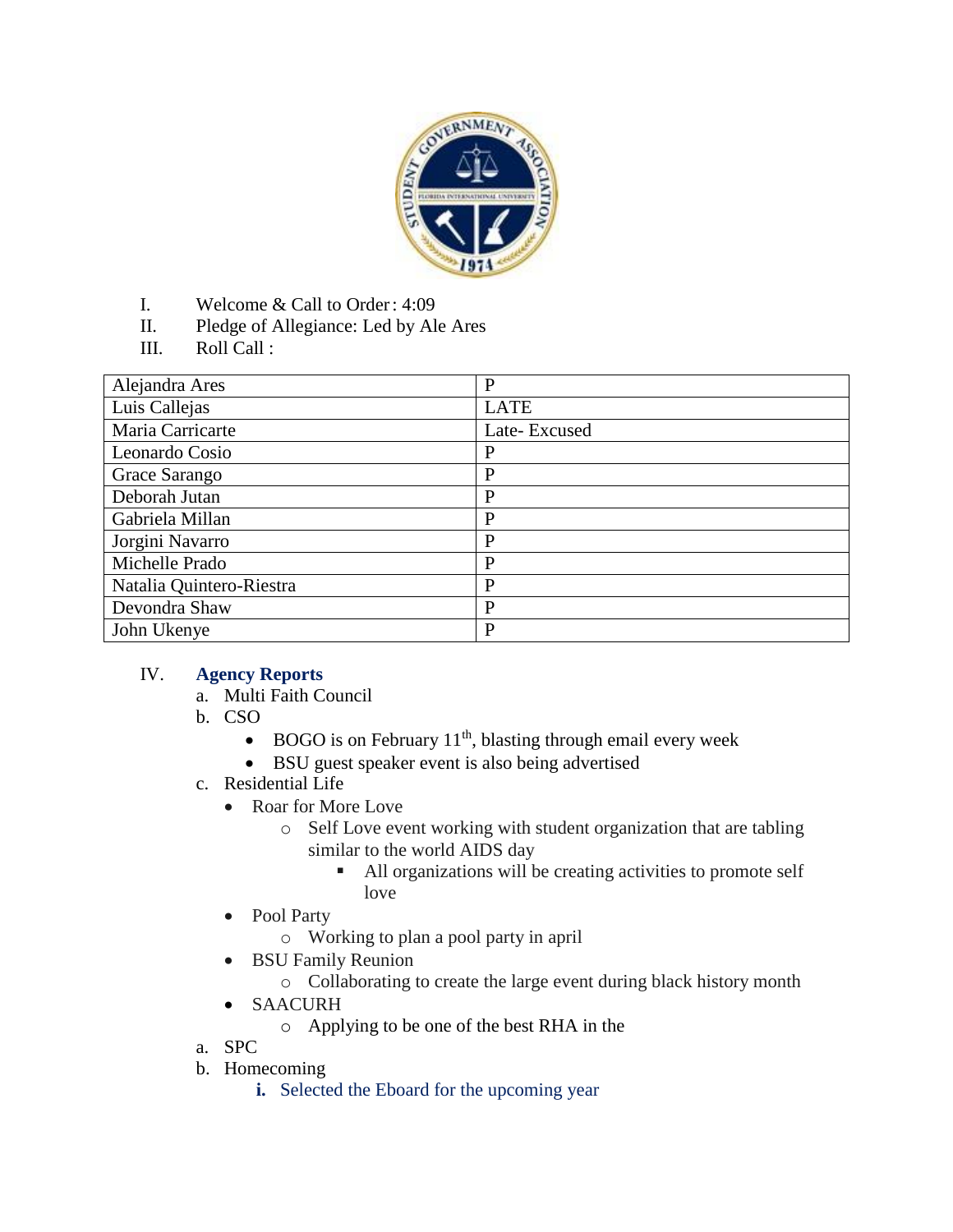I. Welcome & Call to Order: 4:09

II. Pledge of Allegiance: Led by Ale Ares

III. Roll Call :

| Alejandra Ares | P |
|---|---|
| Luis Callejas | LATE |
| Maria Carricarte | Late- Excused |
| Leonardo Cosio | P |
| Grace Sarango | P |
| Deborah Jutan | P |
| Gabriela Millan | P |
| Jorgini Navarro | P |
| Michelle Prado | P |
| Natalia Quintero-Riestra | P |
| Devondra Shaw | P |
| John Ukenye | P |

IV. **Agency Reports**

a. Multi Faith Council

b. CSO
- BOGO is on February 11th, blasting through email every week
- BSU guest speaker event is also being advertised

c. Residential Life
- Roar for More Love
  - Self Love event working with student organization that are tabling similar to the world AIDS day
    - All organizations will be creating activities to promote self love
- Pool Party
  - Working to plan a pool party in april
- BSU Family Reunion
  - Collaborating to create the large event during black history month
- SAACURH
  - Applying to be one of the best RHA in the

a. SPC

b. Homecoming

i. Selected the Eboard for the upcoming year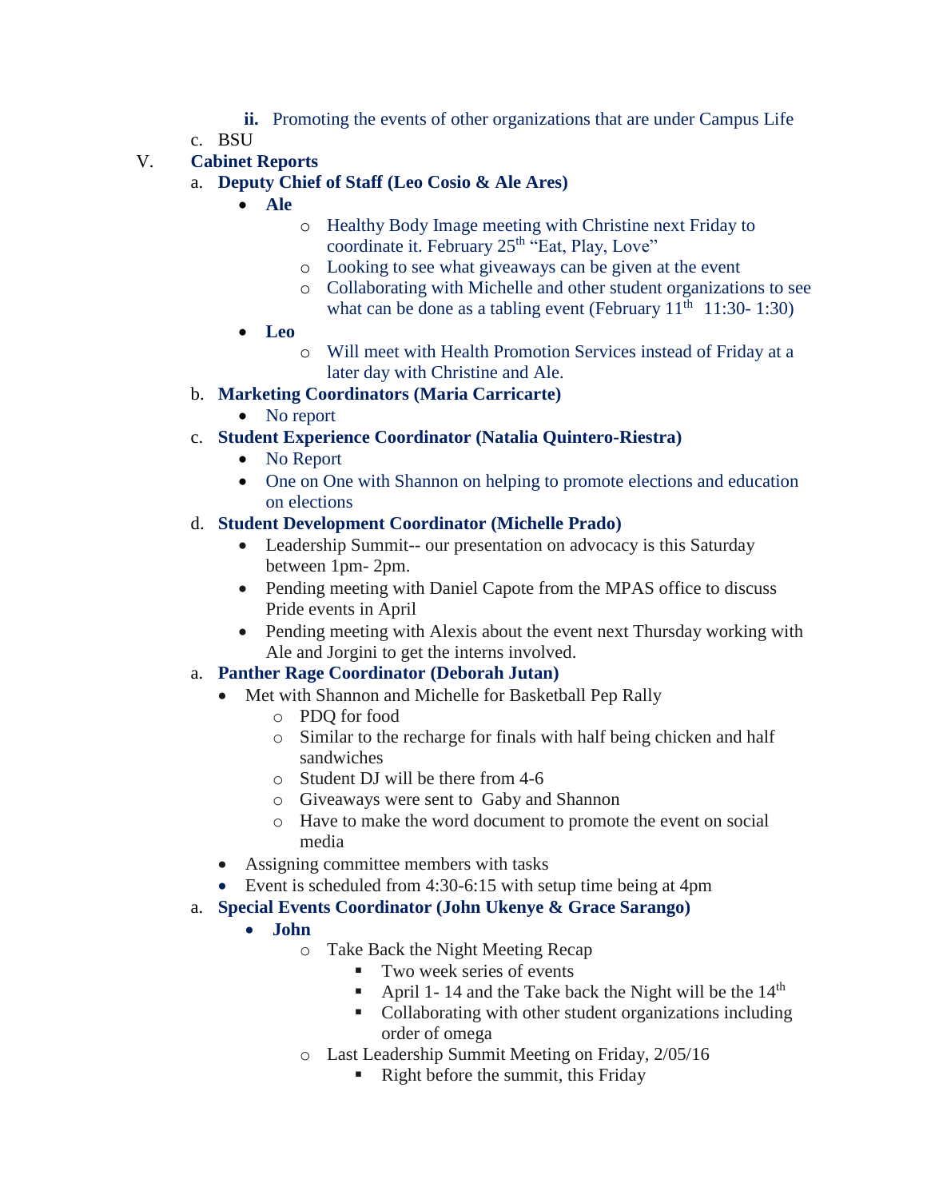- **ii.** Promoting the events of other organizations that are under Campus Life

c. BSU

V. **Cabinet Reports**

a. **Deputy Chief of Staff (Leo Cosio & Ale Ares)**

- **Ale**
  - Healthy Body Image meeting with Christine next Friday to coordinate it. February 25th "Eat, Play, Love"
  - Looking to see what giveaways can be given at the event
  - Collaborating with Michelle and other student organizations to see what can be done as a tabling event (February 11th 11:30- 1:30)
- **Leo**
  - Will meet with Health Promotion Services instead of Friday at a later day with Christine and Ale.

b. **Marketing Coordinators (Maria Carricarte)**

- No report

c. **Student Experience Coordinator (Natalia Quintero-Riestra)**

- No Report
- One on One with Shannon on helping to promote elections and education on elections

d. **Student Development Coordinator (Michelle Prado)**

- Leadership Summit-- our presentation on advocacy is this Saturday between 1pm- 2pm.
- Pending meeting with Daniel Capote from the MPAS office to discuss Pride events in April
- Pending meeting with Alexis about the event next Thursday working with Ale and Jorgini to get the interns involved.

a. **Panther Rage Coordinator (Deborah Jutan)**

- Met with Shannon and Michelle for Basketball Pep Rally
  - PDQ for food
  - Similar to the recharge for finals with half being chicken and half sandwiches
  - Student DJ will be there from 4-6
  - Giveaways were sent to Gaby and Shannon
  - Have to make the word document to promote the event on social media
- Assigning committee members with tasks
- Event is scheduled from 4:30-6:15 with setup time being at 4pm

a. **Special Events Coordinator (John Ukenye & Grace Sarango)**

- **John**
  - Take Back the Night Meeting Recap
    - Two week series of events
    - April 1- 14 and the Take back the Night will be the 14th
    - Collaborating with other student organizations including order of omega
  - Last Leadership Summit Meeting on Friday, 2/05/16
    - Right before the summit, this Friday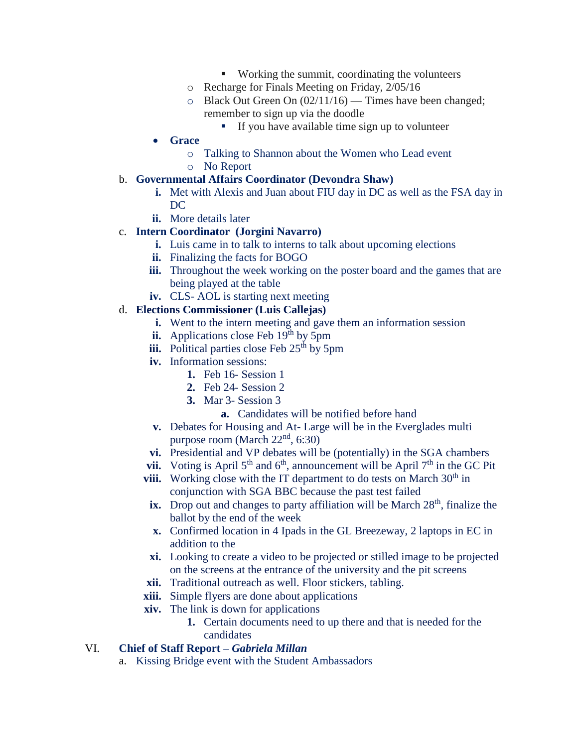- Working the summit, coordinating the volunteers
  - Recharge for Finals Meeting on Friday, 2/05/16
  - Black Out Green On (02/11/16) — Times have been changed; remember to sign up via the doodle
    - If you have available time sign up to volunteer
- **Grace**
  - Talking to Shannon about the Women who Lead event
  - No Report

b. **Governmental Affairs Coordinator (Devondra Shaw)**
   - **i.** Met with Alexis and Juan about FIU day in DC as well as the FSA day in DC
   - **ii.** More details later

c. **Intern Coordinator (Jorgini Navarro)**
   - **i.** Luis came in to talk to interns to talk about upcoming elections
   - **ii.** Finalizing the facts for BOGO
   - **iii.** Throughout the week working on the poster board and the games that are being played at the table
   - **iv.** CLS- AOL is starting next meeting

d. **Elections Commissioner (Luis Callejas)**
   - **i.** Went to the intern meeting and gave them an information session
   - **ii.** Applications close Feb 19th by 5pm
   - **iii.** Political parties close Feb 25th by 5pm
   - **iv.** Information sessions:
     1. Feb 16- Session 1
     2. Feb 24- Session 2
     3. Mar 3- Session 3
        - **a.** Candidates will be notified before hand
   - **v.** Debates for Housing and At- Large will be in the Everglades multi purpose room (March 22nd, 6:30)
   - **vi.** Presidential and VP debates will be (potentially) in the SGA chambers
   - **vii.** Voting is April 5th and 6th, announcement will be April 7th in the GC Pit
   - **viii.** Working close with the IT department to do tests on March 30th in conjunction with SGA BBC because the past test failed
   - **ix.** Drop out and changes to party affiliation will be March 28th, finalize the ballot by the end of the week
   - **x.** Confirmed location in 4 Ipads in the GL Breezeway, 2 laptops in EC in addition to the
   - **xi.** Looking to create a video to be projected or stilled image to be projected on the screens at the entrance of the university and the pit screens
   - **xii.** Traditional outreach as well. Floor stickers, tabling.
   - **xiii.** Simple flyers are done about applications
   - **xiv.** The link is down for applications
     1. Certain documents need to up there and that is needed for the candidates

## VI. Chief of Staff Report – *Gabriela Millan*

a. Kissing Bridge event with the Student Ambassadors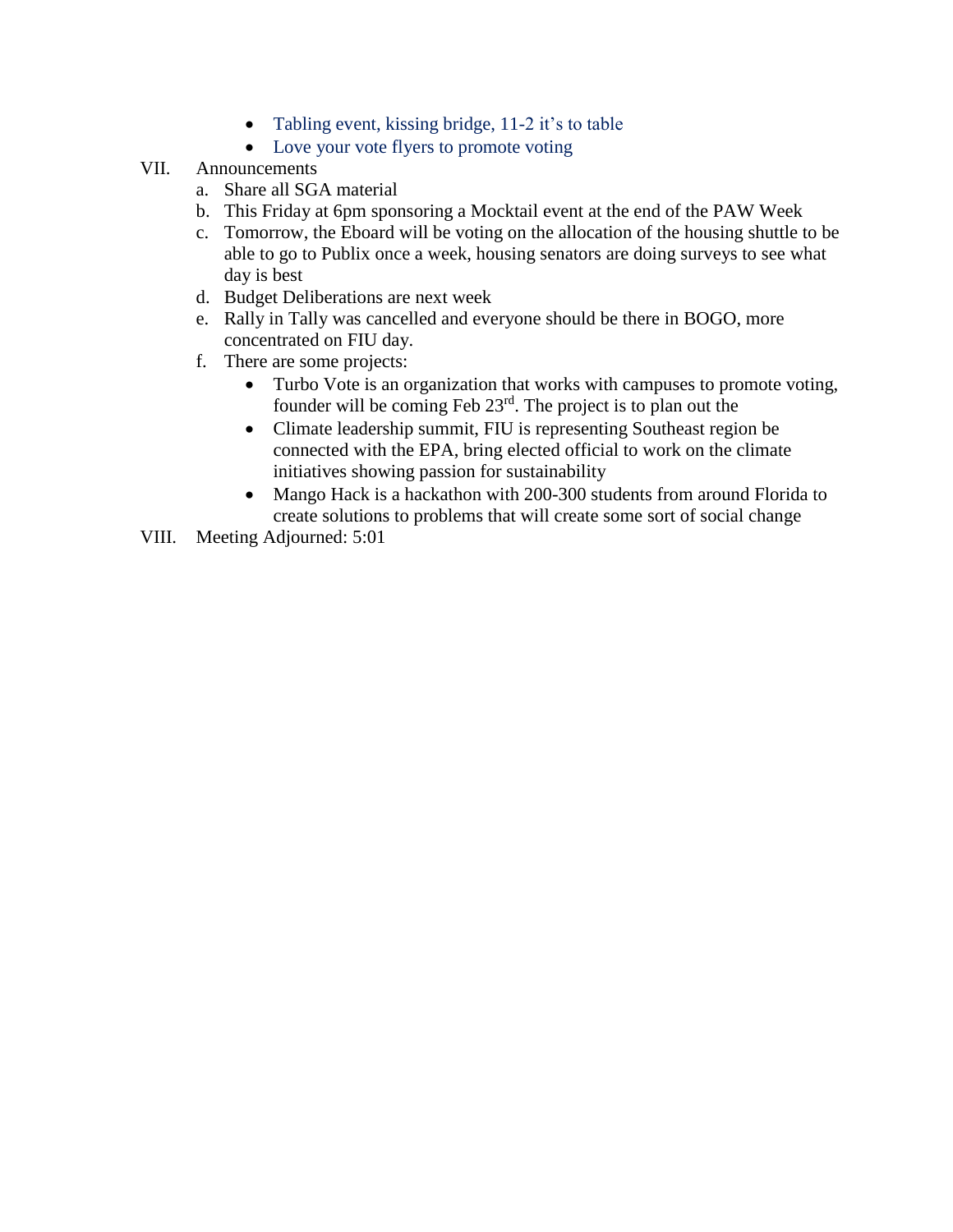- Tabling event, kissing bridge, 11-2 it's to table
- Love your vote flyers to promote voting

VII. Announcements

a. Share all SGA material

b. This Friday at 6pm sponsoring a Mocktail event at the end of the PAW Week

c. Tomorrow, the Eboard will be voting on the allocation of the housing shuttle to be able to go to Publix once a week, housing senators are doing surveys to see what day is best

d. Budget Deliberations are next week

e. Rally in Tally was cancelled and everyone should be there in BOGO, more concentrated on FIU day.

f. There are some projects:

- Turbo Vote is an organization that works with campuses to promote voting, founder will be coming Feb 23rd. The project is to plan out the
- Climate leadership summit, FIU is representing Southeast region be connected with the EPA, bring elected official to work on the climate initiatives showing passion for sustainability
- Mango Hack is a hackathon with 200-300 students from around Florida to create solutions to problems that will create some sort of social change

VIII. Meeting Adjourned: 5:01